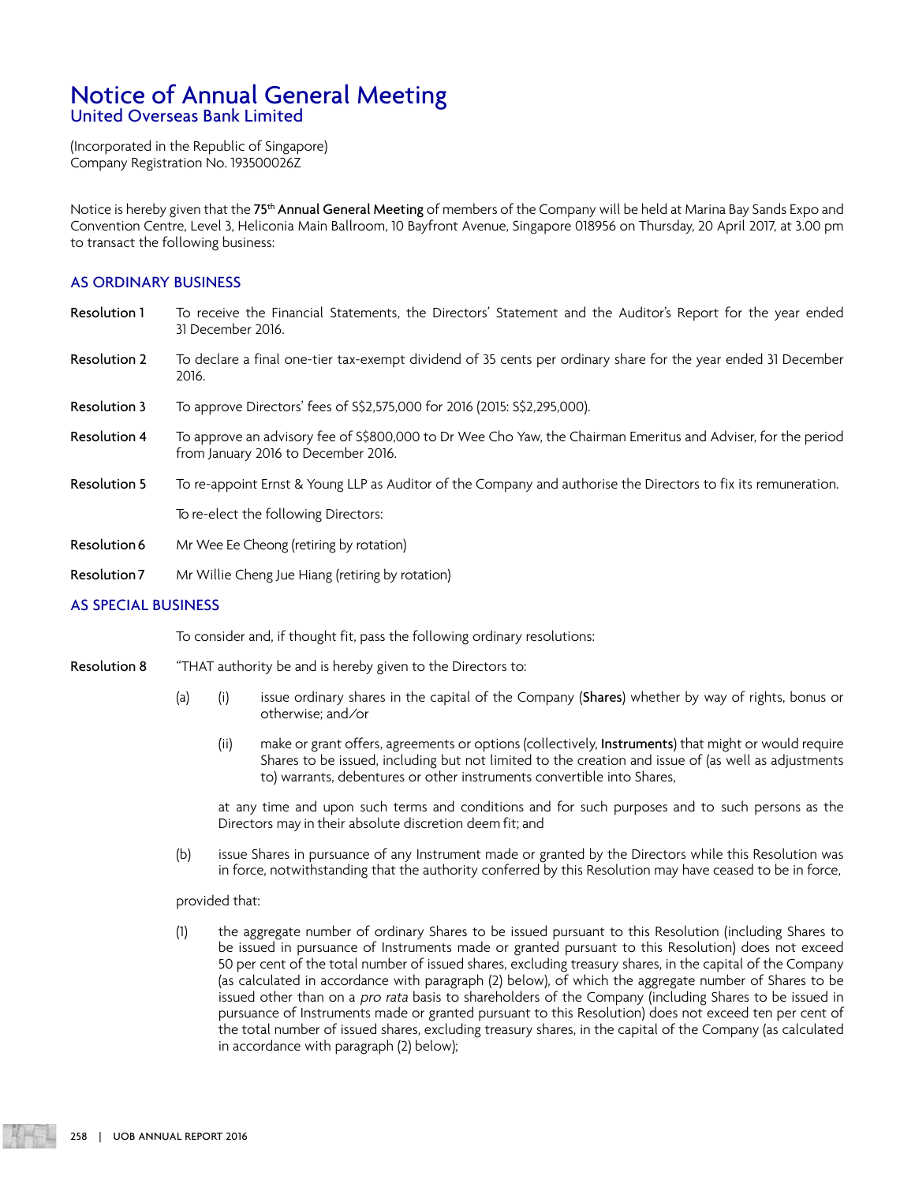# Notice of Annual General Meeting

## United Overseas Bank Limited

(Incorporated in the Republic of Singapore)
Company Registration No. 193500026Z

Notice is hereby given that the 75th **Annual General Meeting** of members of the Company will be held at Marina Bay Sands Expo and Convention Centre, Level 3, Heliconia Main Ballroom, 10 Bayfront Avenue, Singapore 018956 on Thursday, 20 April 2017, at 3.00 pm to transact the following business:

### AS ORDINARY BUSINESS

**Resolution 1** To receive the Financial Statements, the Directors' Statement and the Auditor's Report for the year ended 31 December 2016.

**Resolution 2** To declare a final one-tier tax-exempt dividend of 35 cents per ordinary share for the year ended 31 December 2016.

**Resolution 3** To approve Directors' fees of S$2,575,000 for 2016 (2015: S$2,295,000).

**Resolution 4** To approve an advisory fee of S$800,000 to Dr Wee Cho Yaw, the Chairman Emeritus and Adviser, for the period from January 2016 to December 2016.

**Resolution 5** To re-appoint Ernst & Young LLP as Auditor of the Company and authorise the Directors to fix its remuneration.

To re-elect the following Directors:

**Resolution 6** Mr Wee Ee Cheong (retiring by rotation)

**Resolution 7** Mr Willie Cheng Jue Hiang (retiring by rotation)

### AS SPECIAL BUSINESS

To consider and, if thought fit, pass the following ordinary resolutions:

**Resolution 8** "THAT authority be and is hereby given to the Directors to:

(a) (i) issue ordinary shares in the capital of the Company (**Shares**) whether by way of rights, bonus or otherwise; and/or

(ii) make or grant offers, agreements or options (collectively, **Instruments**) that might or would require Shares to be issued, including but not limited to the creation and issue of (as well as adjustments to) warrants, debentures or other instruments convertible into Shares,

at any time and upon such terms and conditions and for such purposes and to such persons as the Directors may in their absolute discretion deem fit; and

(b) issue Shares in pursuance of any Instrument made or granted by the Directors while this Resolution was in force, notwithstanding that the authority conferred by this Resolution may have ceased to be in force,

provided that:

(1) the aggregate number of ordinary Shares to be issued pursuant to this Resolution (including Shares to be issued in pursuance of Instruments made or granted pursuant to this Resolution) does not exceed 50 per cent of the total number of issued shares, excluding treasury shares, in the capital of the Company (as calculated in accordance with paragraph (2) below), of which the aggregate number of Shares to be issued other than on a *pro rata* basis to shareholders of the Company (including Shares to be issued in pursuance of Instruments made or granted pursuant to this Resolution) does not exceed ten per cent of the total number of issued shares, excluding treasury shares, in the capital of the Company (as calculated in accordance with paragraph (2) below);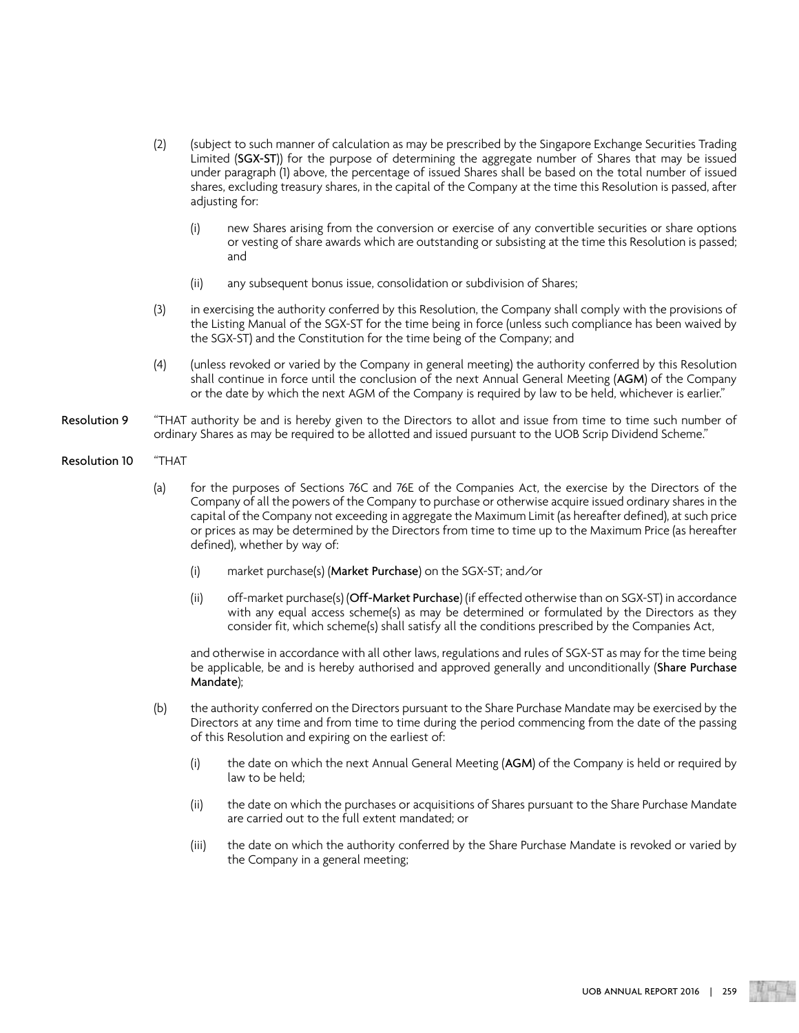(2) (subject to such manner of calculation as may be prescribed by the Singapore Exchange Securities Trading Limited (**SGX-ST**)) for the purpose of determining the aggregate number of Shares that may be issued under paragraph (1) above, the percentage of issued Shares shall be based on the total number of issued shares, excluding treasury shares, in the capital of the Company at the time this Resolution is passed, after adjusting for:

   (i) new Shares arising from the conversion or exercise of any convertible securities or share options or vesting of share awards which are outstanding or subsisting at the time this Resolution is passed; and

   (ii) any subsequent bonus issue, consolidation or subdivision of Shares;

(3) in exercising the authority conferred by this Resolution, the Company shall comply with the provisions of the Listing Manual of the SGX-ST for the time being in force (unless such compliance has been waived by the SGX-ST) and the Constitution for the time being of the Company; and

(4) (unless revoked or varied by the Company in general meeting) the authority conferred by this Resolution shall continue in force until the conclusion of the next Annual General Meeting (**AGM**) of the Company or the date by which the next AGM of the Company is required by law to be held, whichever is earlier."

**Resolution 9** "THAT authority be and is hereby given to the Directors to allot and issue from time to time such number of ordinary Shares as may be required to be allotted and issued pursuant to the UOB Scrip Dividend Scheme."

**Resolution 10** "THAT

(a) for the purposes of Sections 76C and 76E of the Companies Act, the exercise by the Directors of the Company of all the powers of the Company to purchase or otherwise acquire issued ordinary shares in the capital of the Company not exceeding in aggregate the Maximum Limit (as hereafter defined), at such price or prices as may be determined by the Directors from time to time up to the Maximum Price (as hereafter defined), whether by way of:

   (i) market purchase(s) (**Market Purchase**) on the SGX-ST; and/or

   (ii) off-market purchase(s) (**Off-Market Purchase**) (if effected otherwise than on SGX-ST) in accordance with any equal access scheme(s) as may be determined or formulated by the Directors as they consider fit, which scheme(s) shall satisfy all the conditions prescribed by the Companies Act,

   and otherwise in accordance with all other laws, regulations and rules of SGX-ST as may for the time being be applicable, be and is hereby authorised and approved generally and unconditionally (**Share Purchase Mandate**);

(b) the authority conferred on the Directors pursuant to the Share Purchase Mandate may be exercised by the Directors at any time and from time to time during the period commencing from the date of the passing of this Resolution and expiring on the earliest of:

   (i) the date on which the next Annual General Meeting (**AGM**) of the Company is held or required by law to be held;

   (ii) the date on which the purchases or acquisitions of Shares pursuant to the Share Purchase Mandate are carried out to the full extent mandated; or

   (iii) the date on which the authority conferred by the Share Purchase Mandate is revoked or varied by the Company in a general meeting;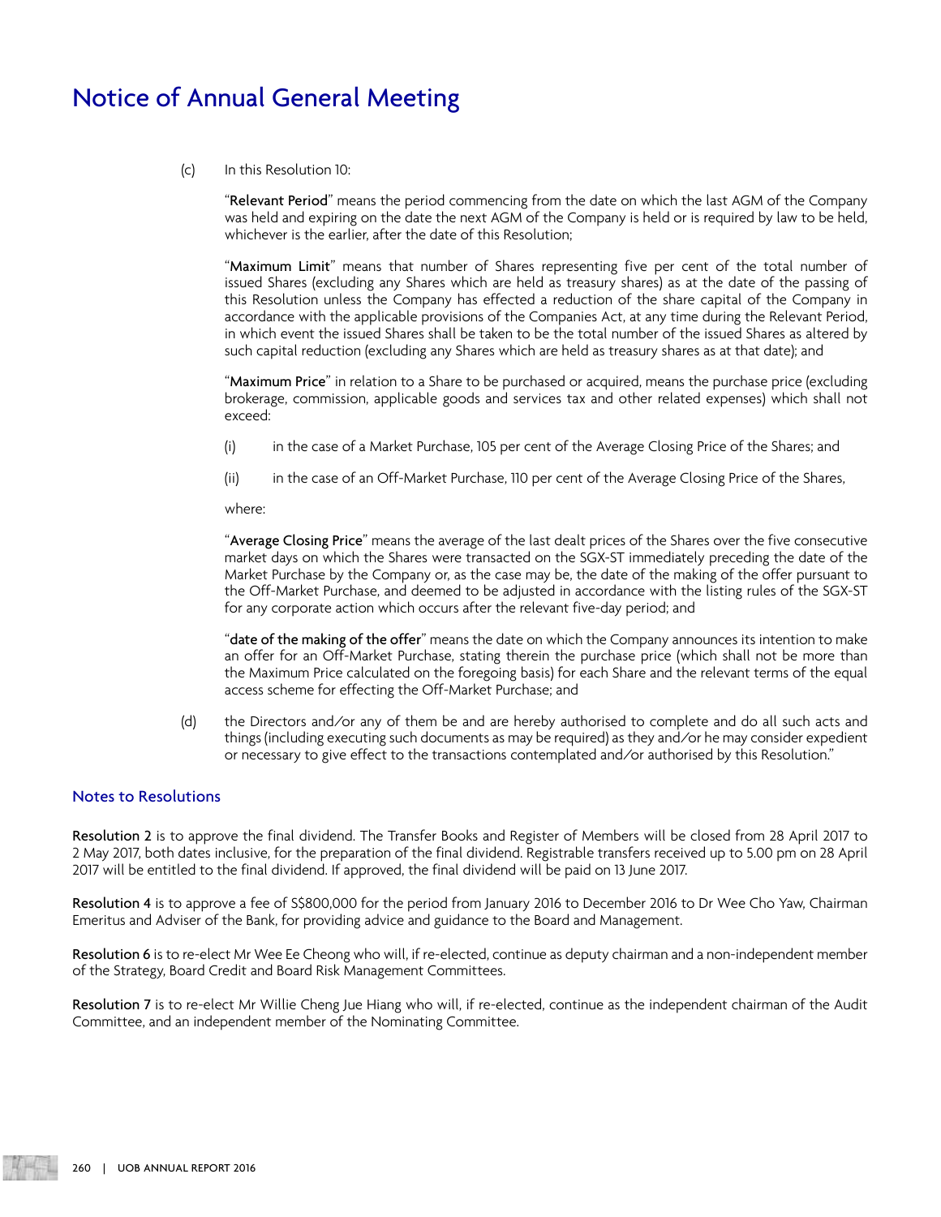# Notice of Annual General Meeting

(c) In this Resolution 10:

"**Relevant Period**" means the period commencing from the date on which the last AGM of the Company was held and expiring on the date the next AGM of the Company is held or is required by law to be held, whichever is the earlier, after the date of this Resolution;

"**Maximum Limit**" means that number of Shares representing five per cent of the total number of issued Shares (excluding any Shares which are held as treasury shares) as at the date of the passing of this Resolution unless the Company has effected a reduction of the share capital of the Company in accordance with the applicable provisions of the Companies Act, at any time during the Relevant Period, in which event the issued Shares shall be taken to be the total number of the issued Shares as altered by such capital reduction (excluding any Shares which are held as treasury shares as at that date); and

"**Maximum Price**" in relation to a Share to be purchased or acquired, means the purchase price (excluding brokerage, commission, applicable goods and services tax and other related expenses) which shall not exceed:

(i) in the case of a Market Purchase, 105 per cent of the Average Closing Price of the Shares; and

(ii) in the case of an Off-Market Purchase, 110 per cent of the Average Closing Price of the Shares,

where:

"**Average Closing Price**" means the average of the last dealt prices of the Shares over the five consecutive market days on which the Shares were transacted on the SGX-ST immediately preceding the date of the Market Purchase by the Company or, as the case may be, the date of the making of the offer pursuant to the Off-Market Purchase, and deemed to be adjusted in accordance with the listing rules of the SGX-ST for any corporate action which occurs after the relevant five-day period; and

"**date of the making of the offer**" means the date on which the Company announces its intention to make an offer for an Off-Market Purchase, stating therein the purchase price (which shall not be more than the Maximum Price calculated on the foregoing basis) for each Share and the relevant terms of the equal access scheme for effecting the Off-Market Purchase; and

(d) the Directors and/or any of them be and are hereby authorised to complete and do all such acts and things (including executing such documents as may be required) as they and/or he may consider expedient or necessary to give effect to the transactions contemplated and/or authorised by this Resolution."

## Notes to Resolutions

**Resolution 2** is to approve the final dividend. The Transfer Books and Register of Members will be closed from 28 April 2017 to 2 May 2017, both dates inclusive, for the preparation of the final dividend. Registrable transfers received up to 5.00 pm on 28 April 2017 will be entitled to the final dividend. If approved, the final dividend will be paid on 13 June 2017.

**Resolution 4** is to approve a fee of S$800,000 for the period from January 2016 to December 2016 to Dr Wee Cho Yaw, Chairman Emeritus and Adviser of the Bank, for providing advice and guidance to the Board and Management.

**Resolution 6** is to re-elect Mr Wee Ee Cheong who will, if re-elected, continue as deputy chairman and a non-independent member of the Strategy, Board Credit and Board Risk Management Committees.

**Resolution 7** is to re-elect Mr Willie Cheng Jue Hiang who will, if re-elected, continue as the independent chairman of the Audit Committee, and an independent member of the Nominating Committee.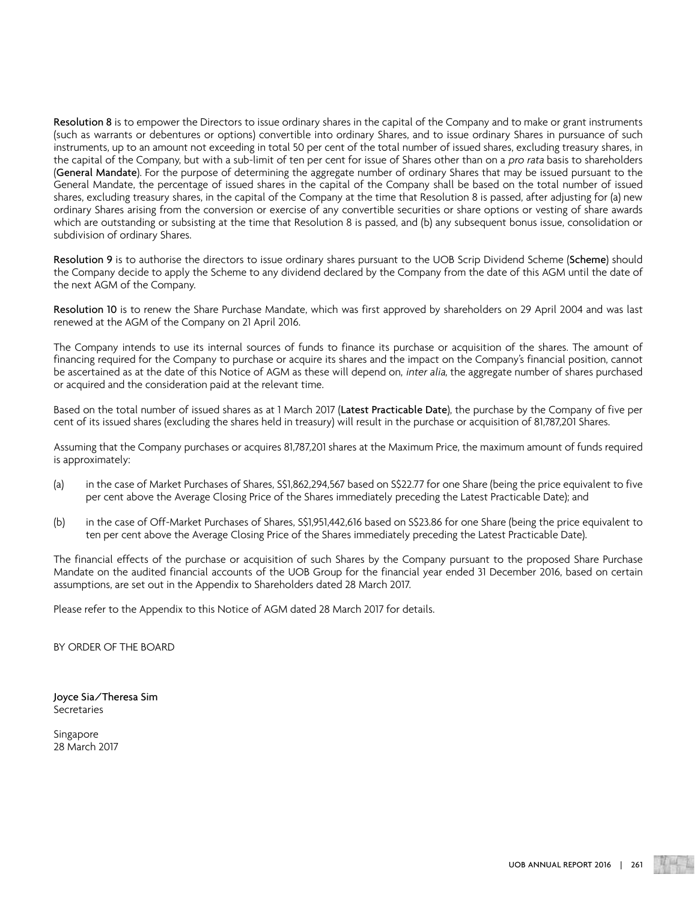**Resolution 8** is to empower the Directors to issue ordinary shares in the capital of the Company and to make or grant instruments (such as warrants or debentures or options) convertible into ordinary Shares, and to issue ordinary Shares in pursuance of such instruments, up to an amount not exceeding in total 50 per cent of the total number of issued shares, excluding treasury shares, in the capital of the Company, but with a sub-limit of ten per cent for issue of Shares other than on a *pro rata* basis to shareholders (**General Mandate**). For the purpose of determining the aggregate number of ordinary Shares that may be issued pursuant to the General Mandate, the percentage of issued shares in the capital of the Company shall be based on the total number of issued shares, excluding treasury shares, in the capital of the Company at the time that Resolution 8 is passed, after adjusting for (a) new ordinary Shares arising from the conversion or exercise of any convertible securities or share options or vesting of share awards which are outstanding or subsisting at the time that Resolution 8 is passed, and (b) any subsequent bonus issue, consolidation or subdivision of ordinary Shares.

**Resolution 9** is to authorise the directors to issue ordinary shares pursuant to the UOB Scrip Dividend Scheme (**Scheme**) should the Company decide to apply the Scheme to any dividend declared by the Company from the date of this AGM until the date of the next AGM of the Company.

**Resolution 10** is to renew the Share Purchase Mandate, which was first approved by shareholders on 29 April 2004 and was last renewed at the AGM of the Company on 21 April 2016.

The Company intends to use its internal sources of funds to finance its purchase or acquisition of the shares. The amount of financing required for the Company to purchase or acquire its shares and the impact on the Company's financial position, cannot be ascertained as at the date of this Notice of AGM as these will depend on, *inter alia*, the aggregate number of shares purchased or acquired and the consideration paid at the relevant time.

Based on the total number of issued shares as at 1 March 2017 (**Latest Practicable Date**), the purchase by the Company of five per cent of its issued shares (excluding the shares held in treasury) will result in the purchase or acquisition of 81,787,201 Shares.

Assuming that the Company purchases or acquires 81,787,201 shares at the Maximum Price, the maximum amount of funds required is approximately:

(a) in the case of Market Purchases of Shares, S$1,862,294,567 based on S$22.77 for one Share (being the price equivalent to five per cent above the Average Closing Price of the Shares immediately preceding the Latest Practicable Date); and

(b) in the case of Off-Market Purchases of Shares, S$1,951,442,616 based on S$23.86 for one Share (being the price equivalent to ten per cent above the Average Closing Price of the Shares immediately preceding the Latest Practicable Date).

The financial effects of the purchase or acquisition of such Shares by the Company pursuant to the proposed Share Purchase Mandate on the audited financial accounts of the UOB Group for the financial year ended 31 December 2016, based on certain assumptions, are set out in the Appendix to Shareholders dated 28 March 2017.

Please refer to the Appendix to this Notice of AGM dated 28 March 2017 for details.

BY ORDER OF THE BOARD

**Joyce Sia/Theresa Sim**
Secretaries

Singapore
28 March 2017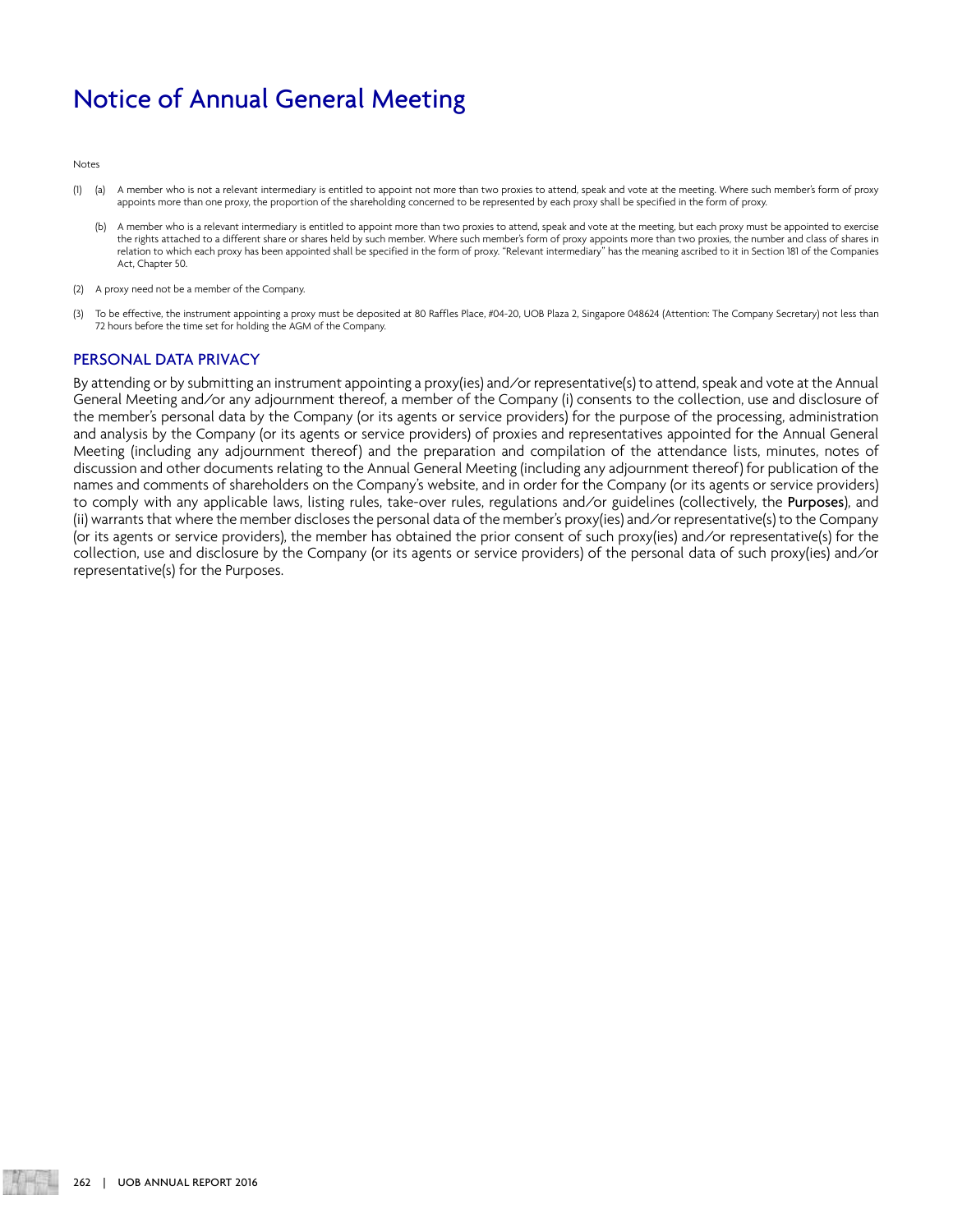# Notice of Annual General Meeting

Notes

(1) (a) A member who is not a relevant intermediary is entitled to appoint not more than two proxies to attend, speak and vote at the meeting. Where such member's form of proxy appoints more than one proxy, the proportion of the shareholding concerned to be represented by each proxy shall be specified in the form of proxy.

(b) A member who is a relevant intermediary is entitled to appoint more than two proxies to attend, speak and vote at the meeting, but each proxy must be appointed to exercise the rights attached to a different share or shares held by such member. Where such member's form of proxy appoints more than two proxies, the number and class of shares in relation to which each proxy has been appointed shall be specified in the form of proxy. "Relevant intermediary" has the meaning ascribed to it in Section 181 of the Companies Act, Chapter 50.

(2) A proxy need not be a member of the Company.

(3) To be effective, the instrument appointing a proxy must be deposited at 80 Raffles Place, #04-20, UOB Plaza 2, Singapore 048624 (Attention: The Company Secretary) not less than 72 hours before the time set for holding the AGM of the Company.

## PERSONAL DATA PRIVACY

By attending or by submitting an instrument appointing a proxy(ies) and/or representative(s) to attend, speak and vote at the Annual General Meeting and/or any adjournment thereof, a member of the Company (i) consents to the collection, use and disclosure of the member's personal data by the Company (or its agents or service providers) for the purpose of the processing, administration and analysis by the Company (or its agents or service providers) of proxies and representatives appointed for the Annual General Meeting (including any adjournment thereof) and the preparation and compilation of the attendance lists, minutes, notes of discussion and other documents relating to the Annual General Meeting (including any adjournment thereof) for publication of the names and comments of shareholders on the Company's website, and in order for the Company (or its agents or service providers) to comply with any applicable laws, listing rules, take-over rules, regulations and/or guidelines (collectively, the **Purposes**), and (ii) warrants that where the member discloses the personal data of the member's proxy(ies) and/or representative(s) to the Company (or its agents or service providers), the member has obtained the prior consent of such proxy(ies) and/or representative(s) for the collection, use and disclosure by the Company (or its agents or service providers) of the personal data of such proxy(ies) and/or representative(s) for the Purposes.